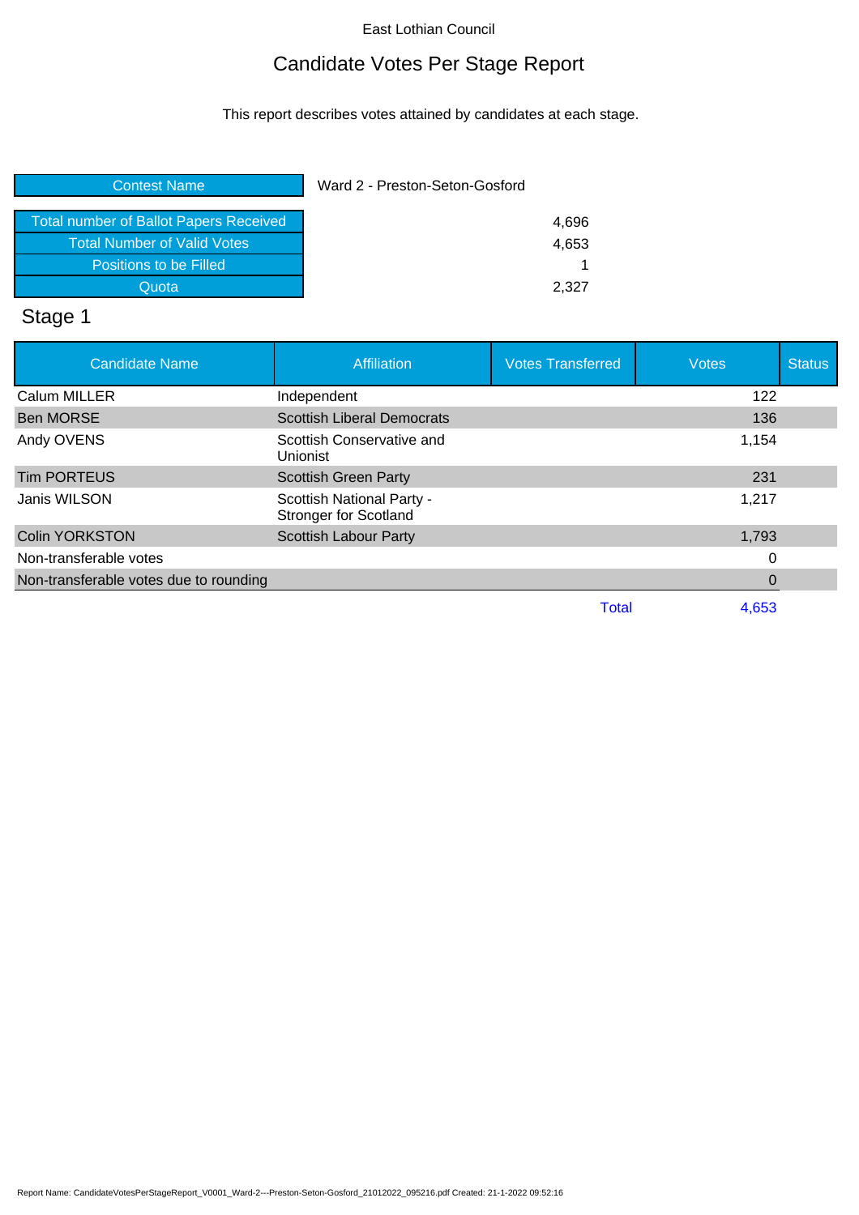East Lothian Council

# Candidate Votes Per Stage Report

This report describes votes attained by candidates at each stage.

| Contest Name | Ward 2 - Preston-Seton-Gosford |
|---|---|
| Total number of Ballot Papers Received | 4,696 |
| Total Number of Valid Votes | 4,653 |
| Positions to be Filled | 1 |
| Quota | 2,327 |

## Stage 1

| Candidate Name | Affiliation | Votes Transferred | Votes | Status |
|---|---|---|---|---|
| Calum MILLER | Independent | | 122 | |
| Ben MORSE | Scottish Liberal Democrats | | 136 | |
| Andy OVENS | Scottish Conservative and Unionist | | 1,154 | |
| Tim PORTEUS | Scottish Green Party | | 231 | |
| Janis WILSON | Scottish National Party - Stronger for Scotland | | 1,217 | |
| Colin YORKSTON | Scottish Labour Party | | 1,793 | |
| Non-transferable votes | | | 0 | |
| Non-transferable votes due to rounding | | | 0 | |
| | | Total | 4,653 | |

Report Name: CandidateVotesPerStageReport_V0001_Ward-2---Preston-Seton-Gosford_21012022_095216.pdf Created: 21-1-2022 09:52:16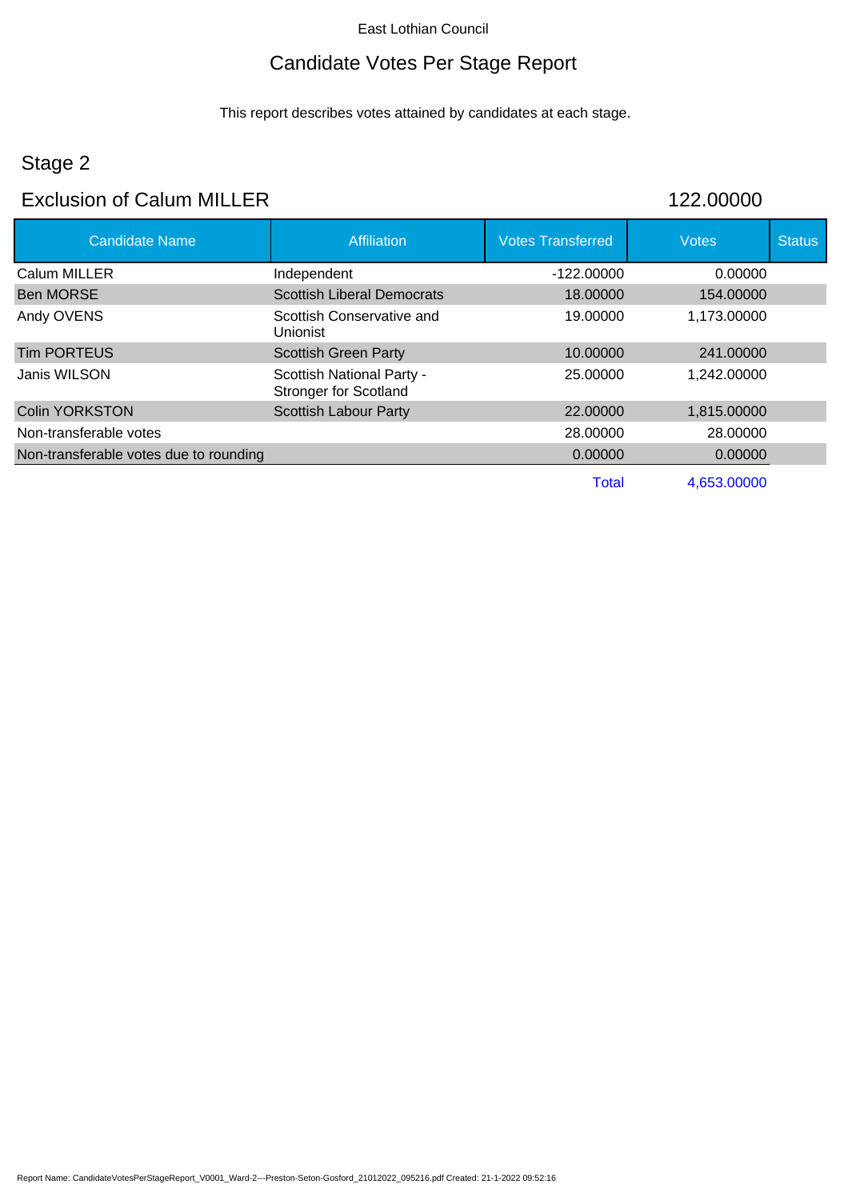East Lothian Council

# Candidate Votes Per Stage Report

This report describes votes attained by candidates at each stage.

## Stage 2

## Exclusion of Calum MILLER 122.00000

| Candidate Name | Affiliation | Votes Transferred | Votes | Status |
|---|---|---|---|---|
| Calum MILLER | Independent | -122.00000 | 0.00000 | |
| Ben MORSE | Scottish Liberal Democrats | 18.00000 | 154.00000 | |
| Andy OVENS | Scottish Conservative and Unionist | 19.00000 | 1,173.00000 | |
| Tim PORTEUS | Scottish Green Party | 10.00000 | 241.00000 | |
| Janis WILSON | Scottish National Party - Stronger for Scotland | 25.00000 | 1,242.00000 | |
| Colin YORKSTON | Scottish Labour Party | 22.00000 | 1,815.00000 | |
| Non-transferable votes | | 28.00000 | 28.00000 | |
| Non-transferable votes due to rounding | | 0.00000 | 0.00000 | |
| | | Total | 4,653.00000 | |

Report Name: CandidateVotesPerStageReport_V0001_Ward-2---Preston-Seton-Gosford_21012022_095216.pdf Created: 21-1-2022 09:52:16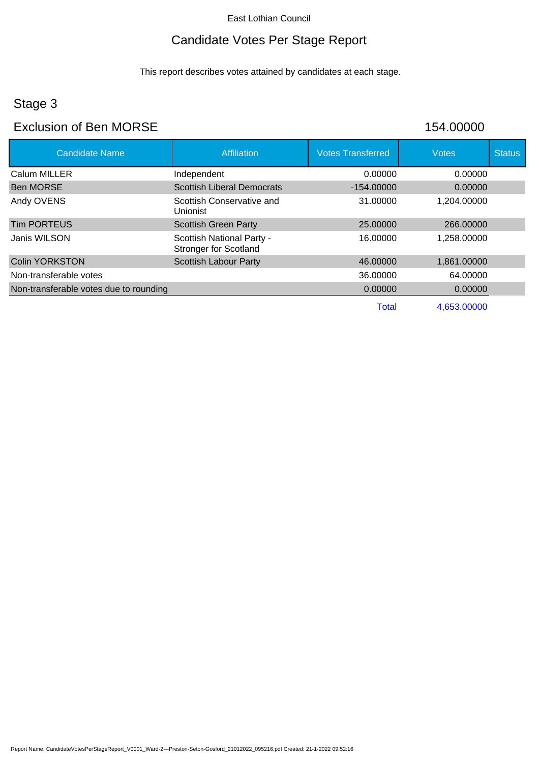East Lothian Council

# Candidate Votes Per Stage Report

This report describes votes attained by candidates at each stage.

## Stage 3

## Exclusion of Ben MORSE

154.00000

| Candidate Name | Affiliation | Votes Transferred | Votes | Status |
|---|---|---|---|---|
| Calum MILLER | Independent | 0.00000 | 0.00000 | |
| Ben MORSE | Scottish Liberal Democrats | -154.00000 | 0.00000 | |
| Andy OVENS | Scottish Conservative and Unionist | 31.00000 | 1,204.00000 | |
| Tim PORTEUS | Scottish Green Party | 25.00000 | 266.00000 | |
| Janis WILSON | Scottish National Party - Stronger for Scotland | 16.00000 | 1,258.00000 | |
| Colin YORKSTON | Scottish Labour Party | 46.00000 | 1,861.00000 | |
| Non-transferable votes | | 36.00000 | 64.00000 | |
| Non-transferable votes due to rounding | | 0.00000 | 0.00000 | |
| | | Total | 4,653.00000 | |

Report Name: CandidateVotesPerStageReport_V0001_Ward-2---Preston-Seton-Gosford_21012022_095216.pdf Created: 21-1-2022 09:52:16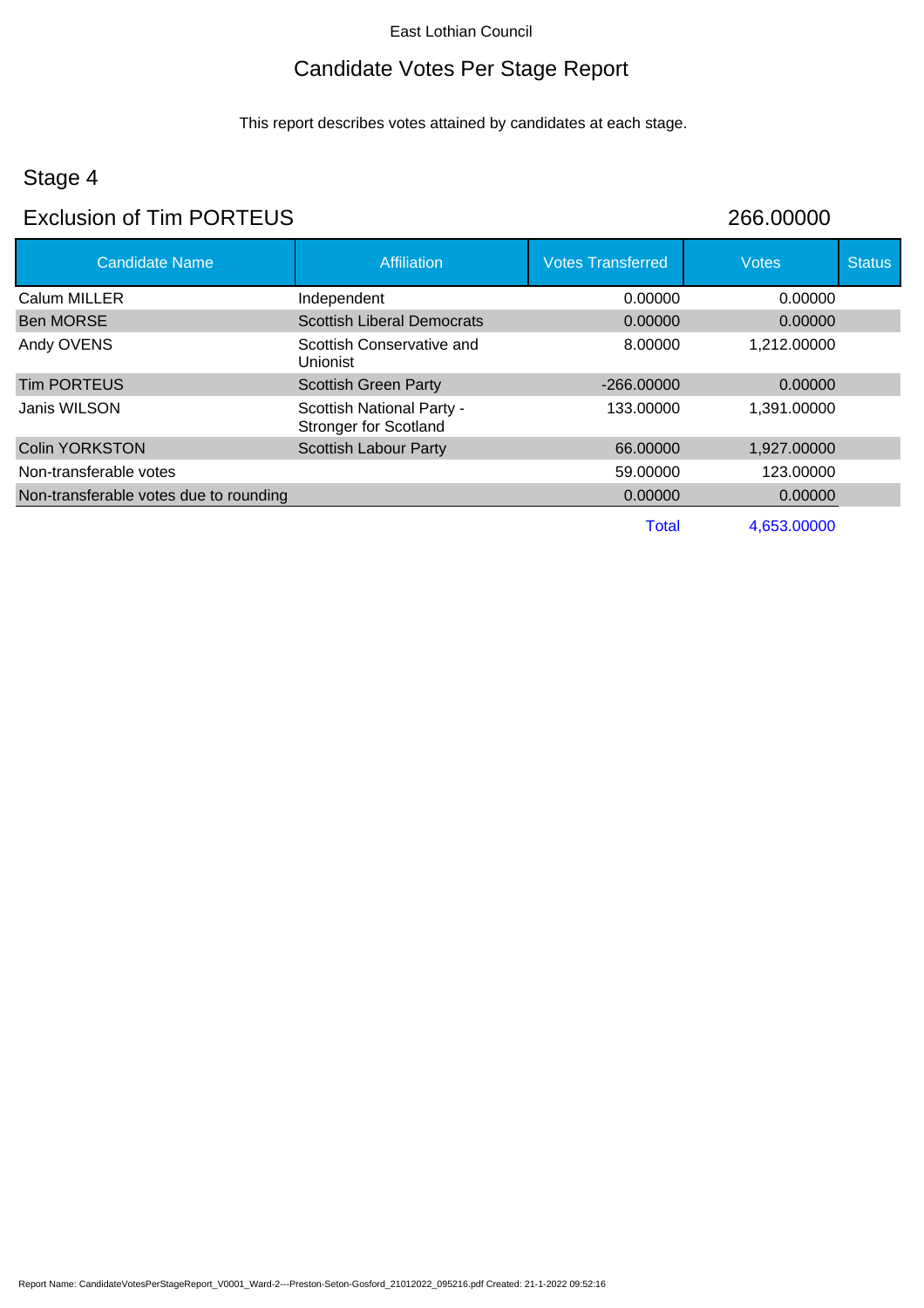East Lothian Council

# Candidate Votes Per Stage Report

This report describes votes attained by candidates at each stage.

## Stage 4

## Exclusion of Tim PORTEUS 266.00000

| Candidate Name | Affiliation | Votes Transferred | Votes | Status |
|---|---|---|---|---|
| Calum MILLER | Independent | 0.00000 | 0.00000 | |
| Ben MORSE | Scottish Liberal Democrats | 0.00000 | 0.00000 | |
| Andy OVENS | Scottish Conservative and Unionist | 8.00000 | 1,212.00000 | |
| Tim PORTEUS | Scottish Green Party | -266.00000 | 0.00000 | |
| Janis WILSON | Scottish National Party - Stronger for Scotland | 133.00000 | 1,391.00000 | |
| Colin YORKSTON | Scottish Labour Party | 66.00000 | 1,927.00000 | |
| Non-transferable votes | | 59.00000 | 123.00000 | |
| Non-transferable votes due to rounding | | 0.00000 | 0.00000 | |
| | | Total | 4,653.00000 | |

Report Name: CandidateVotesPerStageReport_V0001_Ward-2---Preston-Seton-Gosford_21012022_095216.pdf Created: 21-1-2022 09:52:16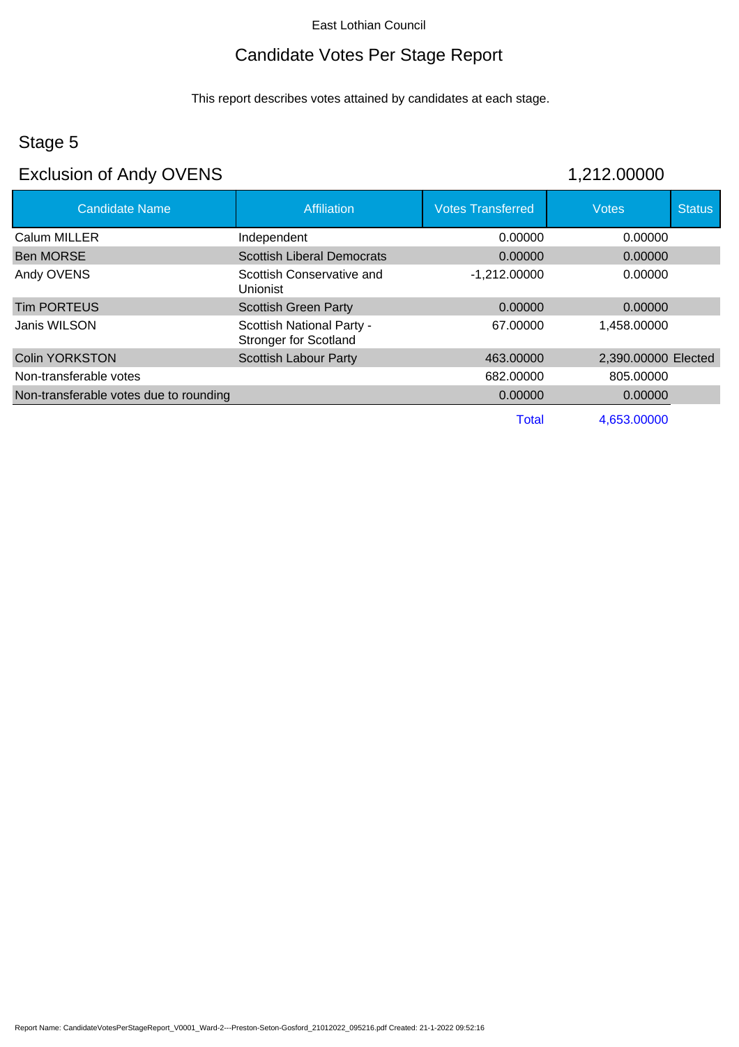East Lothian Council

# Candidate Votes Per Stage Report

This report describes votes attained by candidates at each stage.

## Stage 5

## Exclusion of Andy OVENS 1,212.00000

| Candidate Name | Affiliation | Votes Transferred | Votes | Status |
|---|---|---|---|---|
| Calum MILLER | Independent | 0.00000 | 0.00000 | |
| Ben MORSE | Scottish Liberal Democrats | 0.00000 | 0.00000 | |
| Andy OVENS | Scottish Conservative and Unionist | -1,212.00000 | 0.00000 | |
| Tim PORTEUS | Scottish Green Party | 0.00000 | 0.00000 | |
| Janis WILSON | Scottish National Party - Stronger for Scotland | 67.00000 | 1,458.00000 | |
| Colin YORKSTON | Scottish Labour Party | 463.00000 | 2,390.00000 | Elected |
| Non-transferable votes | | 682.00000 | 805.00000 | |
| Non-transferable votes due to rounding | | 0.00000 | 0.00000 | |
| | | Total | 4,653.00000 | |

Report Name: CandidateVotesPerStageReport_V0001_Ward-2---Preston-Seton-Gosford_21012022_095216.pdf Created: 21-1-2022 09:52:16